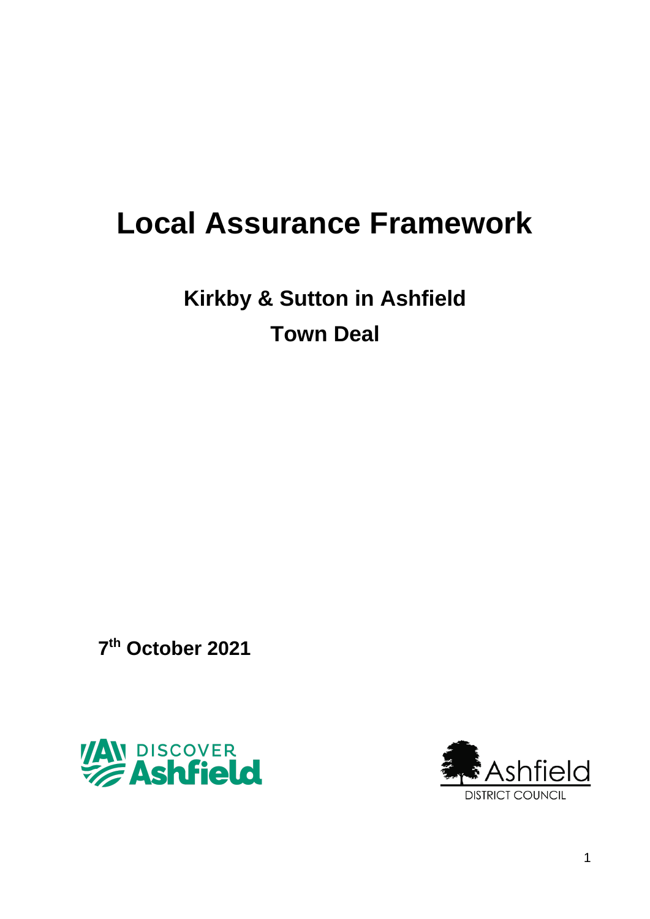# Local Assurance Framework

## Kirkby & Sutton in Ashfield
## Town Deal

**7th October 2021**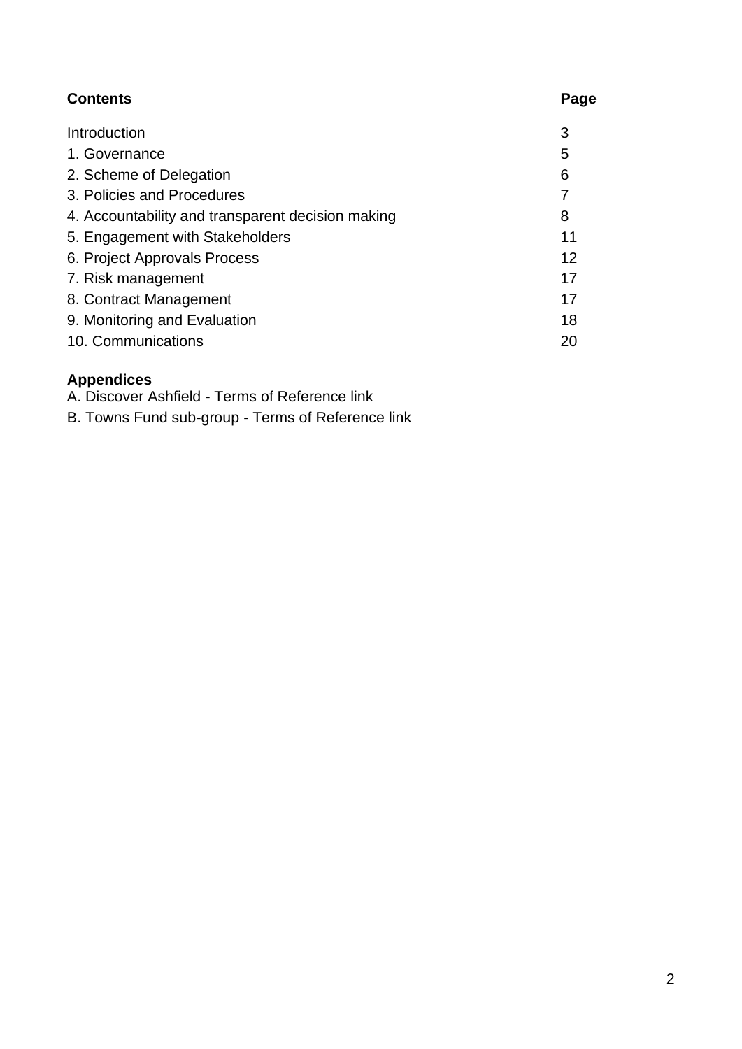| **Contents** | **Page** |
|---|---|
| Introduction | 3 |
| 1. Governance | 5 |
| 2. Scheme of Delegation | 6 |
| 3. Policies and Procedures | 7 |
| 4. Accountability and transparent decision making | 8 |
| 5. Engagement with Stakeholders | 11 |
| 6. Project Approvals Process | 12 |
| 7. Risk management | 17 |
| 8. Contract Management | 17 |
| 9. Monitoring and Evaluation | 18 |
| 10. Communications | 20 |

**Appendices**

A. Discover Ashfield - Terms of Reference link

B. Towns Fund sub-group - Terms of Reference link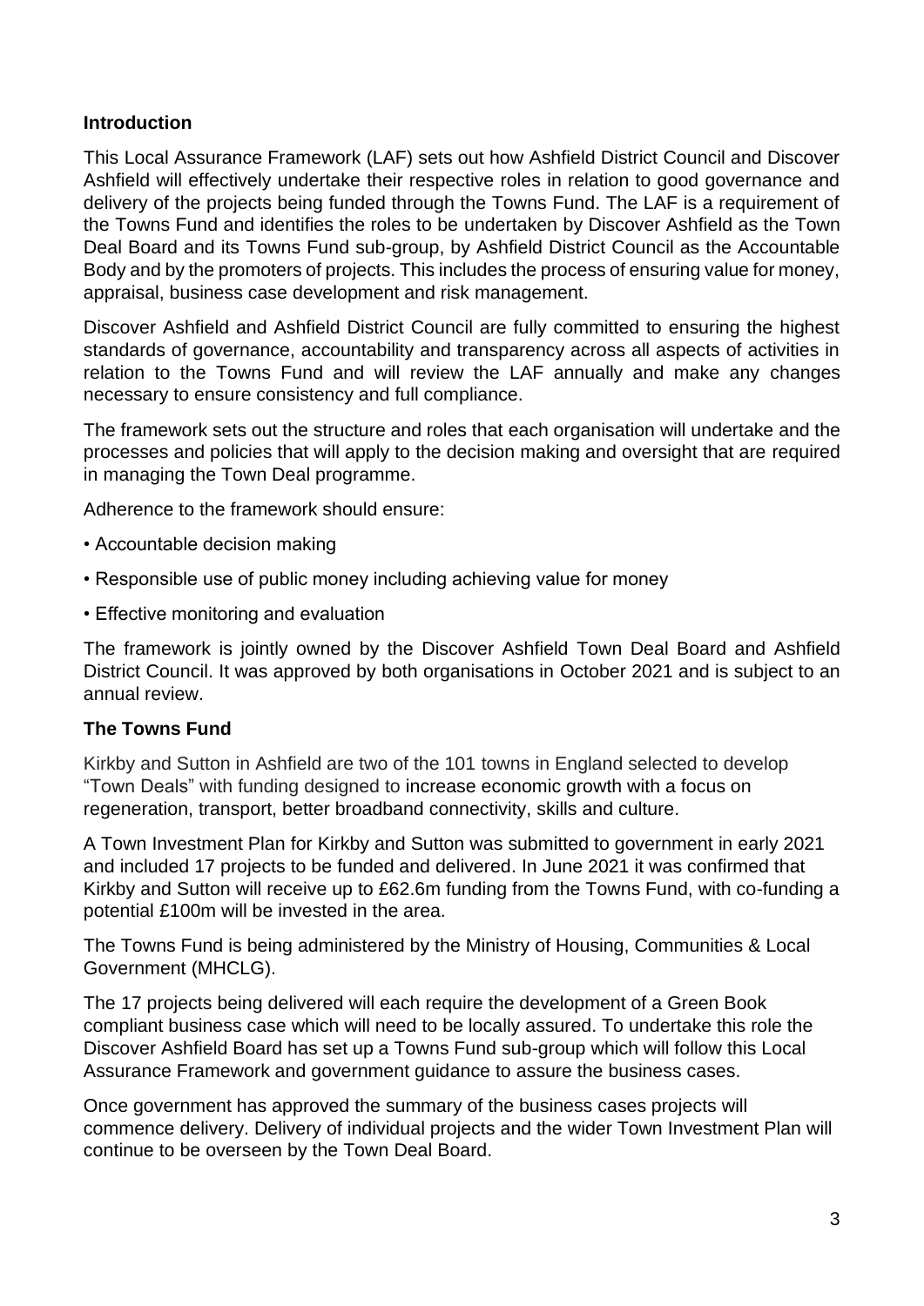## Introduction

This Local Assurance Framework (LAF) sets out how Ashfield District Council and Discover Ashfield will effectively undertake their respective roles in relation to good governance and delivery of the projects being funded through the Towns Fund. The LAF is a requirement of the Towns Fund and identifies the roles to be undertaken by Discover Ashfield as the Town Deal Board and its Towns Fund sub-group, by Ashfield District Council as the Accountable Body and by the promoters of projects. This includes the process of ensuring value for money, appraisal, business case development and risk management.

Discover Ashfield and Ashfield District Council are fully committed to ensuring the highest standards of governance, accountability and transparency across all aspects of activities in relation to the Towns Fund and will review the LAF annually and make any changes necessary to ensure consistency and full compliance.

The framework sets out the structure and roles that each organisation will undertake and the processes and policies that will apply to the decision making and oversight that are required in managing the Town Deal programme.

Adherence to the framework should ensure:

- Accountable decision making
- Responsible use of public money including achieving value for money
- Effective monitoring and evaluation

The framework is jointly owned by the Discover Ashfield Town Deal Board and Ashfield District Council. It was approved by both organisations in October 2021 and is subject to an annual review.

## The Towns Fund

Kirkby and Sutton in Ashfield are two of the 101 towns in England selected to develop "Town Deals" with funding designed to increase economic growth with a focus on regeneration, transport, better broadband connectivity, skills and culture.

A Town Investment Plan for Kirkby and Sutton was submitted to government in early 2021 and included 17 projects to be funded and delivered. In June 2021 it was confirmed that Kirkby and Sutton will receive up to £62.6m funding from the Towns Fund, with co-funding a potential £100m will be invested in the area.

The Towns Fund is being administered by the Ministry of Housing, Communities & Local Government (MHCLG).

The 17 projects being delivered will each require the development of a Green Book compliant business case which will need to be locally assured. To undertake this role the Discover Ashfield Board has set up a Towns Fund sub-group which will follow this Local Assurance Framework and government guidance to assure the business cases.

Once government has approved the summary of the business cases projects will commence delivery. Delivery of individual projects and the wider Town Investment Plan will continue to be overseen by the Town Deal Board.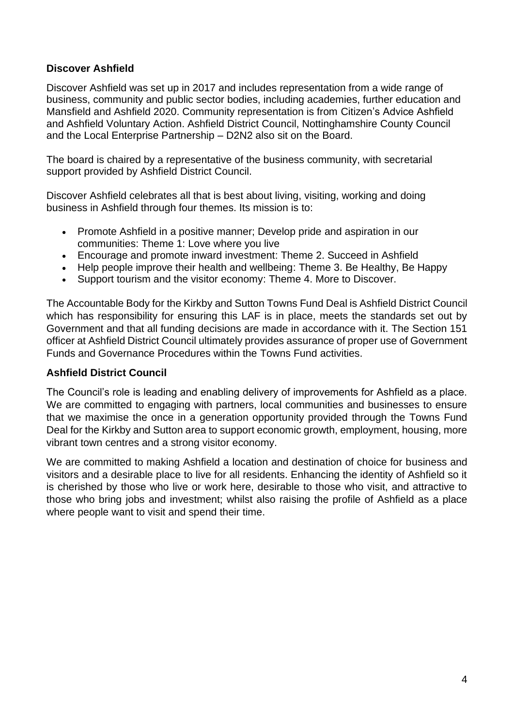### Discover Ashfield

Discover Ashfield was set up in 2017 and includes representation from a wide range of business, community and public sector bodies, including academies, further education and Mansfield and Ashfield 2020. Community representation is from Citizen's Advice Ashfield and Ashfield Voluntary Action. Ashfield District Council, Nottinghamshire County Council and the Local Enterprise Partnership – D2N2 also sit on the Board.

The board is chaired by a representative of the business community, with secretarial support provided by Ashfield District Council.

Discover Ashfield celebrates all that is best about living, visiting, working and doing business in Ashfield through four themes. Its mission is to:

- Promote Ashfield in a positive manner; Develop pride and aspiration in our communities: Theme 1: Love where you live
- Encourage and promote inward investment: Theme 2. Succeed in Ashfield
- Help people improve their health and wellbeing: Theme 3. Be Healthy, Be Happy
- Support tourism and the visitor economy: Theme 4. More to Discover.

The Accountable Body for the Kirkby and Sutton Towns Fund Deal is Ashfield District Council which has responsibility for ensuring this LAF is in place, meets the standards set out by Government and that all funding decisions are made in accordance with it. The Section 151 officer at Ashfield District Council ultimately provides assurance of proper use of Government Funds and Governance Procedures within the Towns Fund activities.

### Ashfield District Council

The Council's role is leading and enabling delivery of improvements for Ashfield as a place. We are committed to engaging with partners, local communities and businesses to ensure that we maximise the once in a generation opportunity provided through the Towns Fund Deal for the Kirkby and Sutton area to support economic growth, employment, housing, more vibrant town centres and a strong visitor economy.

We are committed to making Ashfield a location and destination of choice for business and visitors and a desirable place to live for all residents. Enhancing the identity of Ashfield so it is cherished by those who live or work here, desirable to those who visit, and attractive to those who bring jobs and investment; whilst also raising the profile of Ashfield as a place where people want to visit and spend their time.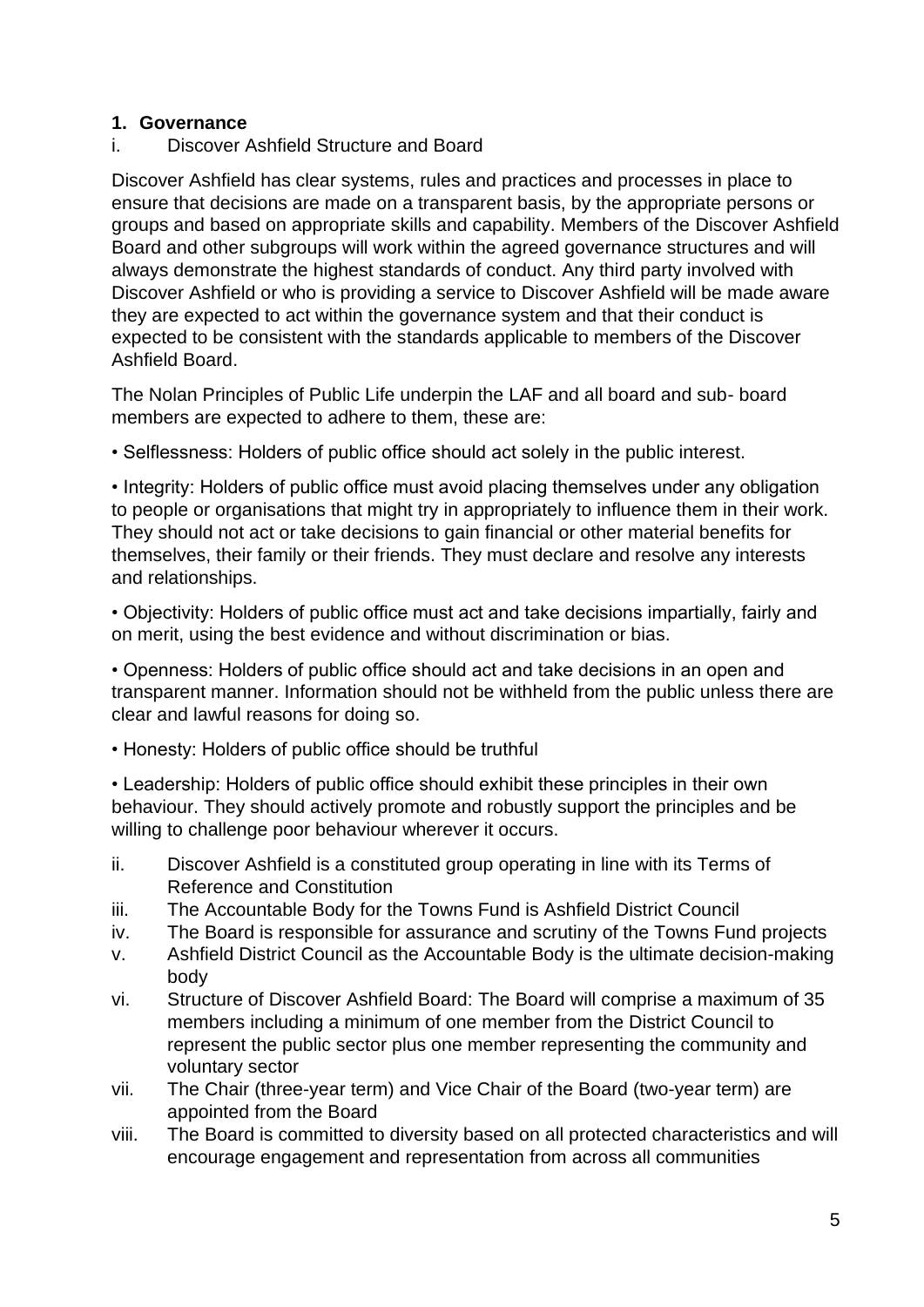## 1. Governance

i. Discover Ashfield Structure and Board

Discover Ashfield has clear systems, rules and practices and processes in place to ensure that decisions are made on a transparent basis, by the appropriate persons or groups and based on appropriate skills and capability. Members of the Discover Ashfield Board and other subgroups will work within the agreed governance structures and will always demonstrate the highest standards of conduct. Any third party involved with Discover Ashfield or who is providing a service to Discover Ashfield will be made aware they are expected to act within the governance system and that their conduct is expected to be consistent with the standards applicable to members of the Discover Ashfield Board.

The Nolan Principles of Public Life underpin the LAF and all board and sub- board members are expected to adhere to them, these are:

• Selflessness: Holders of public office should act solely in the public interest.

• Integrity: Holders of public office must avoid placing themselves under any obligation to people or organisations that might try in appropriately to influence them in their work. They should not act or take decisions to gain financial or other material benefits for themselves, their family or their friends. They must declare and resolve any interests and relationships.

• Objectivity: Holders of public office must act and take decisions impartially, fairly and on merit, using the best evidence and without discrimination or bias.

• Openness: Holders of public office should act and take decisions in an open and transparent manner. Information should not be withheld from the public unless there are clear and lawful reasons for doing so.

• Honesty: Holders of public office should be truthful

• Leadership: Holders of public office should exhibit these principles in their own behaviour. They should actively promote and robustly support the principles and be willing to challenge poor behaviour wherever it occurs.

ii. Discover Ashfield is a constituted group operating in line with its Terms of Reference and Constitution

iii. The Accountable Body for the Towns Fund is Ashfield District Council

iv. The Board is responsible for assurance and scrutiny of the Towns Fund projects

v. Ashfield District Council as the Accountable Body is the ultimate decision-making body

vi. Structure of Discover Ashfield Board: The Board will comprise a maximum of 35 members including a minimum of one member from the District Council to represent the public sector plus one member representing the community and voluntary sector

vii. The Chair (three-year term) and Vice Chair of the Board (two-year term) are appointed from the Board

viii. The Board is committed to diversity based on all protected characteristics and will encourage engagement and representation from across all communities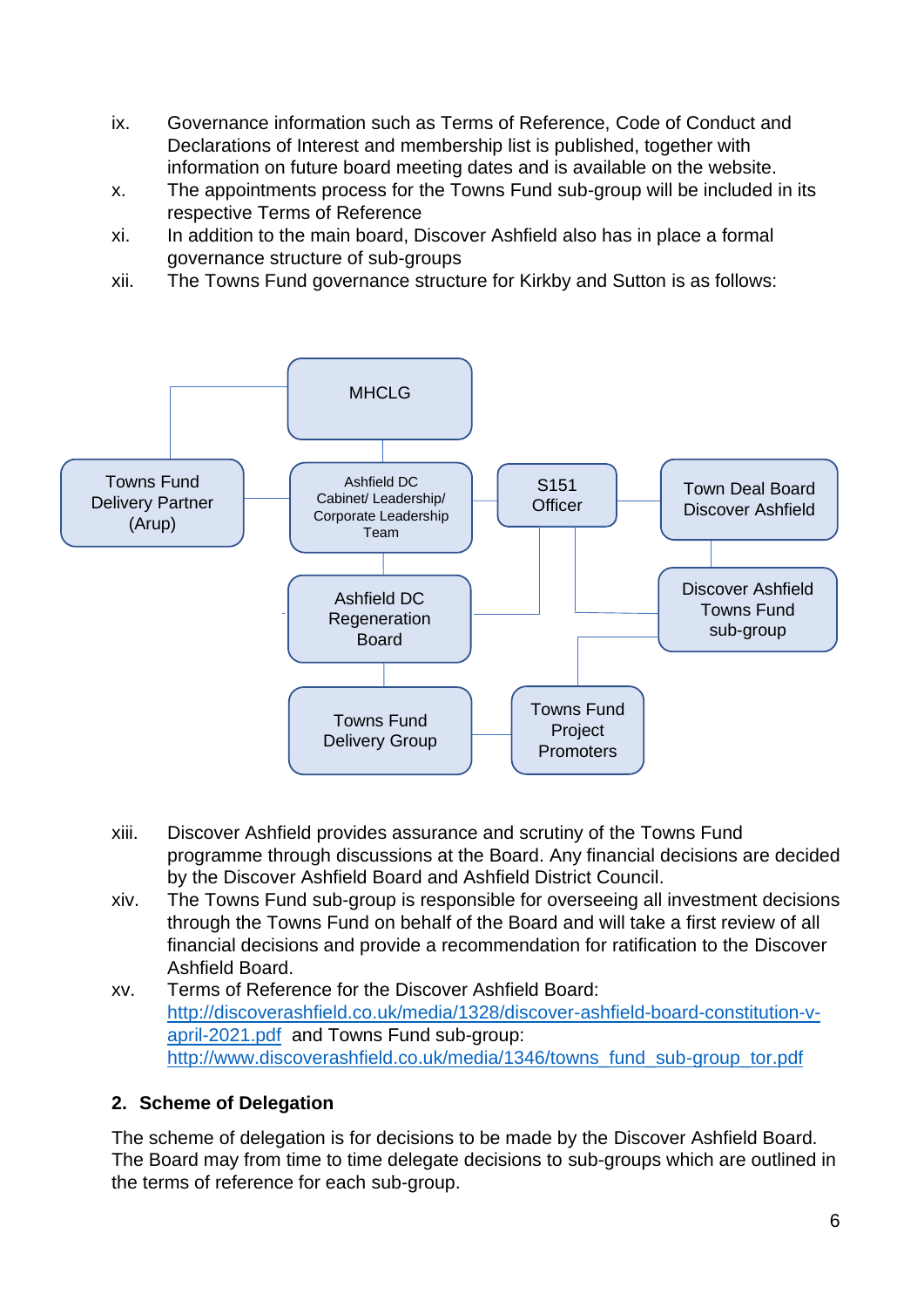ix. Governance information such as Terms of Reference, Code of Conduct and Declarations of Interest and membership list is published, together with information on future board meeting dates and is available on the website.

x. The appointments process for the Towns Fund sub-group will be included in its respective Terms of Reference

xi. In addition to the main board, Discover Ashfield also has in place a formal governance structure of sub-groups

xii. The Towns Fund governance structure for Kirkby and Sutton is as follows:

MHCLG

Towns Fund Delivery Partner (Arup)

Ashfield DC Cabinet/ Leadership/ Corporate Leadership Team

S151 Officer

Town Deal Board Discover Ashfield

Ashfield DC Regeneration Board

Discover Ashfield Towns Fund sub-group

Towns Fund Delivery Group

Towns Fund Project Promoters

xiii. Discover Ashfield provides assurance and scrutiny of the Towns Fund programme through discussions at the Board. Any financial decisions are decided by the Discover Ashfield Board and Ashfield District Council.

xiv. The Towns Fund sub-group is responsible for overseeing all investment decisions through the Towns Fund on behalf of the Board and will take a first review of all financial decisions and provide a recommendation for ratification to the Discover Ashfield Board.

xv. Terms of Reference for the Discover Ashfield Board: http://discoverashfield.co.uk/media/1328/discover-ashfield-board-constitution-v-april-2021.pdf and Towns Fund sub-group: http://www.discoverashfield.co.uk/media/1346/towns_fund_sub-group_tor.pdf

## 2. Scheme of Delegation

The scheme of delegation is for decisions to be made by the Discover Ashfield Board. The Board may from time to time delegate decisions to sub-groups which are outlined in the terms of reference for each sub-group.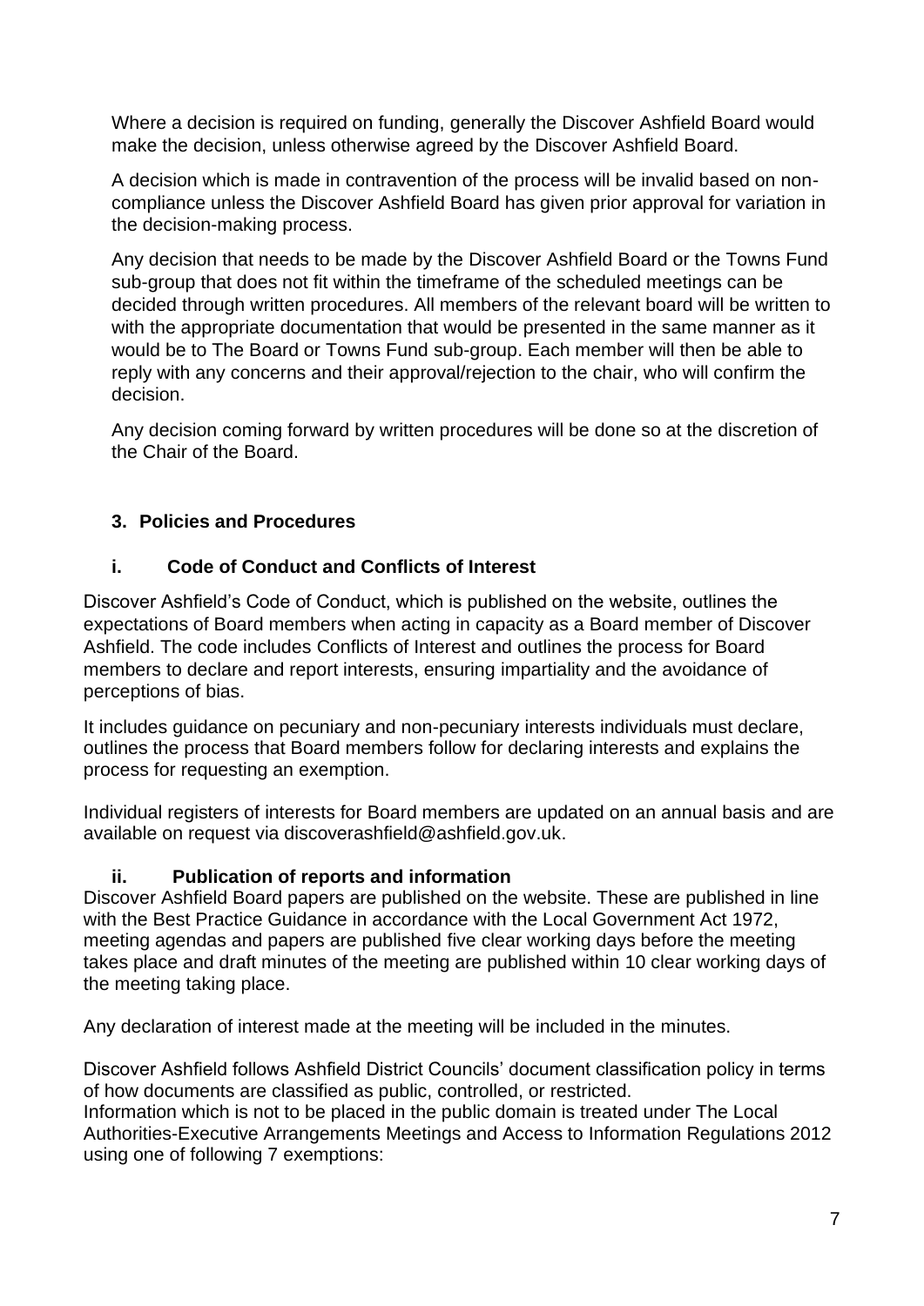Where a decision is required on funding, generally the Discover Ashfield Board would make the decision, unless otherwise agreed by the Discover Ashfield Board.

A decision which is made in contravention of the process will be invalid based on non-compliance unless the Discover Ashfield Board has given prior approval for variation in the decision-making process.

Any decision that needs to be made by the Discover Ashfield Board or the Towns Fund sub-group that does not fit within the timeframe of the scheduled meetings can be decided through written procedures. All members of the relevant board will be written to with the appropriate documentation that would be presented in the same manner as it would be to The Board or Towns Fund sub-group. Each member will then be able to reply with any concerns and their approval/rejection to the chair, who will confirm the decision.

Any decision coming forward by written procedures will be done so at the discretion of the Chair of the Board.

## 3. Policies and Procedures

### i. Code of Conduct and Conflicts of Interest

Discover Ashfield's Code of Conduct, which is published on the website, outlines the expectations of Board members when acting in capacity as a Board member of Discover Ashfield. The code includes Conflicts of Interest and outlines the process for Board members to declare and report interests, ensuring impartiality and the avoidance of perceptions of bias.

It includes guidance on pecuniary and non-pecuniary interests individuals must declare, outlines the process that Board members follow for declaring interests and explains the process for requesting an exemption.

Individual registers of interests for Board members are updated on an annual basis and are available on request via discoverashfield@ashfield.gov.uk.

### ii. Publication of reports and information

Discover Ashfield Board papers are published on the website. These are published in line with the Best Practice Guidance in accordance with the Local Government Act 1972, meeting agendas and papers are published five clear working days before the meeting takes place and draft minutes of the meeting are published within 10 clear working days of the meeting taking place.

Any declaration of interest made at the meeting will be included in the minutes.

Discover Ashfield follows Ashfield District Councils' document classification policy in terms of how documents are classified as public, controlled, or restricted.
Information which is not to be placed in the public domain is treated under The Local Authorities-Executive Arrangements Meetings and Access to Information Regulations 2012 using one of following 7 exemptions: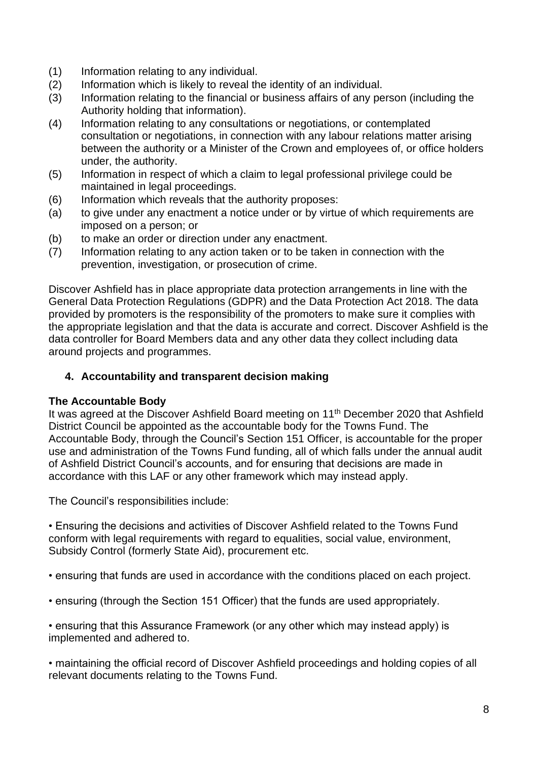(1) Information relating to any individual.
(2) Information which is likely to reveal the identity of an individual.
(3) Information relating to the financial or business affairs of any person (including the Authority holding that information).
(4) Information relating to any consultations or negotiations, or contemplated consultation or negotiations, in connection with any labour relations matter arising between the authority or a Minister of the Crown and employees of, or office holders under, the authority.
(5) Information in respect of which a claim to legal professional privilege could be maintained in legal proceedings.
(6) Information which reveals that the authority proposes:
(a) to give under any enactment a notice under or by virtue of which requirements are imposed on a person; or
(b) to make an order or direction under any enactment.
(7) Information relating to any action taken or to be taken in connection with the prevention, investigation, or prosecution of crime.

Discover Ashfield has in place appropriate data protection arrangements in line with the General Data Protection Regulations (GDPR) and the Data Protection Act 2018. The data provided by promoters is the responsibility of the promoters to make sure it complies with the appropriate legislation and that the data is accurate and correct. Discover Ashfield is the data controller for Board Members data and any other data they collect including data around projects and programmes.

## 4. Accountability and transparent decision making

### The Accountable Body

It was agreed at the Discover Ashfield Board meeting on 11th December 2020 that Ashfield District Council be appointed as the accountable body for the Towns Fund. The Accountable Body, through the Council's Section 151 Officer, is accountable for the proper use and administration of the Towns Fund funding, all of which falls under the annual audit of Ashfield District Council's accounts, and for ensuring that decisions are made in accordance with this LAF or any other framework which may instead apply.

The Council's responsibilities include:

• Ensuring the decisions and activities of Discover Ashfield related to the Towns Fund conform with legal requirements with regard to equalities, social value, environment, Subsidy Control (formerly State Aid), procurement etc.

• ensuring that funds are used in accordance with the conditions placed on each project.

• ensuring (through the Section 151 Officer) that the funds are used appropriately.

• ensuring that this Assurance Framework (or any other which may instead apply) is implemented and adhered to.

• maintaining the official record of Discover Ashfield proceedings and holding copies of all relevant documents relating to the Towns Fund.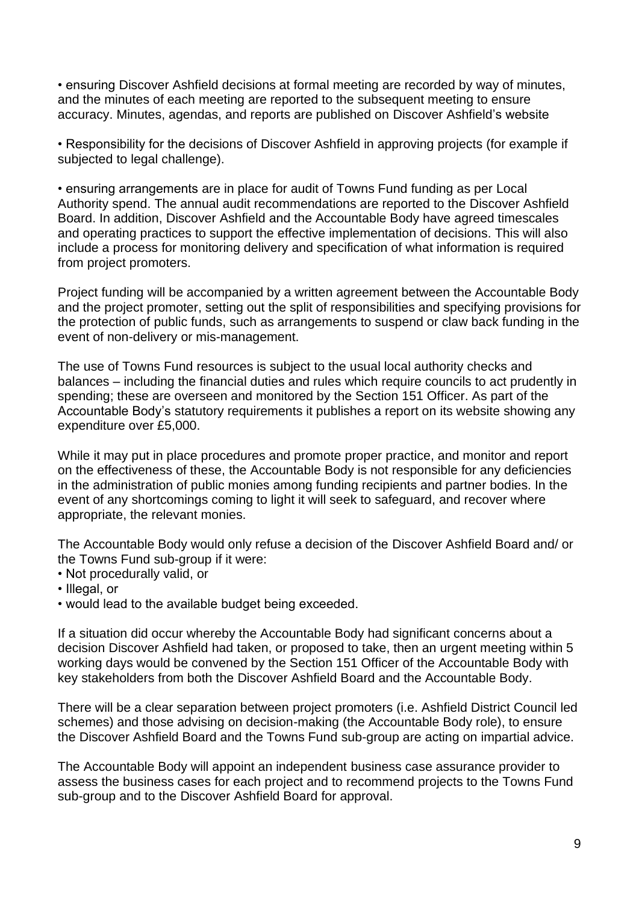- ensuring Discover Ashfield decisions at formal meeting are recorded by way of minutes, and the minutes of each meeting are reported to the subsequent meeting to ensure accuracy. Minutes, agendas, and reports are published on Discover Ashfield's website

- Responsibility for the decisions of Discover Ashfield in approving projects (for example if subjected to legal challenge).

- ensuring arrangements are in place for audit of Towns Fund funding as per Local Authority spend. The annual audit recommendations are reported to the Discover Ashfield Board. In addition, Discover Ashfield and the Accountable Body have agreed timescales and operating practices to support the effective implementation of decisions. This will also include a process for monitoring delivery and specification of what information is required from project promoters.

Project funding will be accompanied by a written agreement between the Accountable Body and the project promoter, setting out the split of responsibilities and specifying provisions for the protection of public funds, such as arrangements to suspend or claw back funding in the event of non-delivery or mis-management.

The use of Towns Fund resources is subject to the usual local authority checks and balances – including the financial duties and rules which require councils to act prudently in spending; these are overseen and monitored by the Section 151 Officer. As part of the Accountable Body's statutory requirements it publishes a report on its website showing any expenditure over £5,000.

While it may put in place procedures and promote proper practice, and monitor and report on the effectiveness of these, the Accountable Body is not responsible for any deficiencies in the administration of public monies among funding recipients and partner bodies. In the event of any shortcomings coming to light it will seek to safeguard, and recover where appropriate, the relevant monies.

The Accountable Body would only refuse a decision of the Discover Ashfield Board and/ or the Towns Fund sub-group if it were:

- Not procedurally valid, or
- Illegal, or
- would lead to the available budget being exceeded.

If a situation did occur whereby the Accountable Body had significant concerns about a decision Discover Ashfield had taken, or proposed to take, then an urgent meeting within 5 working days would be convened by the Section 151 Officer of the Accountable Body with key stakeholders from both the Discover Ashfield Board and the Accountable Body.

There will be a clear separation between project promoters (i.e. Ashfield District Council led schemes) and those advising on decision-making (the Accountable Body role), to ensure the Discover Ashfield Board and the Towns Fund sub-group are acting on impartial advice.

The Accountable Body will appoint an independent business case assurance provider to assess the business cases for each project and to recommend projects to the Towns Fund sub-group and to the Discover Ashfield Board for approval.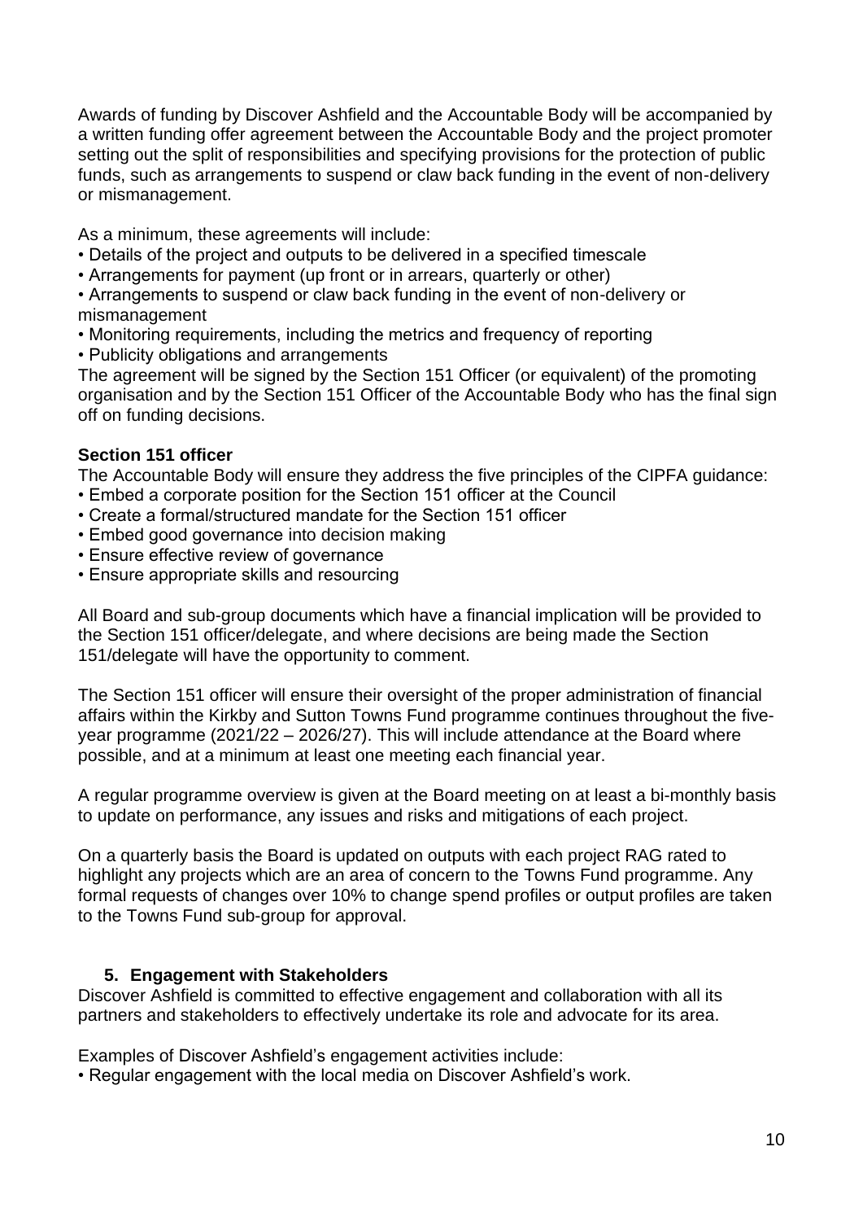Awards of funding by Discover Ashfield and the Accountable Body will be accompanied by a written funding offer agreement between the Accountable Body and the project promoter setting out the split of responsibilities and specifying provisions for the protection of public funds, such as arrangements to suspend or claw back funding in the event of non-delivery or mismanagement.

As a minimum, these agreements will include:

- Details of the project and outputs to be delivered in a specified timescale
- Arrangements for payment (up front or in arrears, quarterly or other)
- Arrangements to suspend or claw back funding in the event of non-delivery or mismanagement
- Monitoring requirements, including the metrics and frequency of reporting
- Publicity obligations and arrangements

The agreement will be signed by the Section 151 Officer (or equivalent) of the promoting organisation and by the Section 151 Officer of the Accountable Body who has the final sign off on funding decisions.

**Section 151 officer**

The Accountable Body will ensure they address the five principles of the CIPFA guidance:

- Embed a corporate position for the Section 151 officer at the Council
- Create a formal/structured mandate for the Section 151 officer
- Embed good governance into decision making
- Ensure effective review of governance
- Ensure appropriate skills and resourcing

All Board and sub-group documents which have a financial implication will be provided to the Section 151 officer/delegate, and where decisions are being made the Section 151/delegate will have the opportunity to comment.

The Section 151 officer will ensure their oversight of the proper administration of financial affairs within the Kirkby and Sutton Towns Fund programme continues throughout the five-year programme (2021/22 – 2026/27). This will include attendance at the Board where possible, and at a minimum at least one meeting each financial year.

A regular programme overview is given at the Board meeting on at least a bi-monthly basis to update on performance, any issues and risks and mitigations of each project.

On a quarterly basis the Board is updated on outputs with each project RAG rated to highlight any projects which are an area of concern to the Towns Fund programme. Any formal requests of changes over 10% to change spend profiles or output profiles are taken to the Towns Fund sub-group for approval.

## 5. Engagement with Stakeholders

Discover Ashfield is committed to effective engagement and collaboration with all its partners and stakeholders to effectively undertake its role and advocate for its area.

Examples of Discover Ashfield's engagement activities include:

- Regular engagement with the local media on Discover Ashfield's work.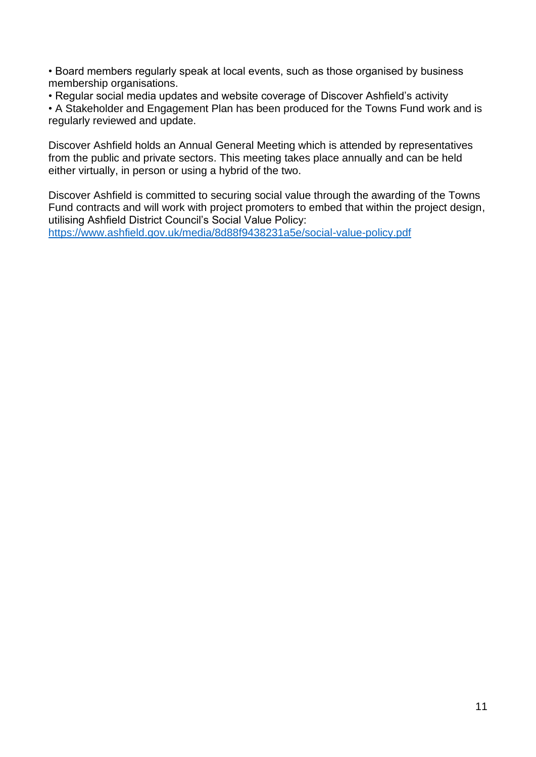- Board members regularly speak at local events, such as those organised by business membership organisations.
- Regular social media updates and website coverage of Discover Ashfield's activity
- A Stakeholder and Engagement Plan has been produced for the Towns Fund work and is regularly reviewed and update.

Discover Ashfield holds an Annual General Meeting which is attended by representatives from the public and private sectors. This meeting takes place annually and can be held either virtually, in person or using a hybrid of the two.

Discover Ashfield is committed to securing social value through the awarding of the Towns Fund contracts and will work with project promoters to embed that within the project design, utilising Ashfield District Council's Social Value Policy: [https://www.ashfield.gov.uk/media/8d88f9438231a5e/social-value-policy.pdf](https://www.ashfield.gov.uk/media/8d88f9438231a5e/social-value-policy.pdf)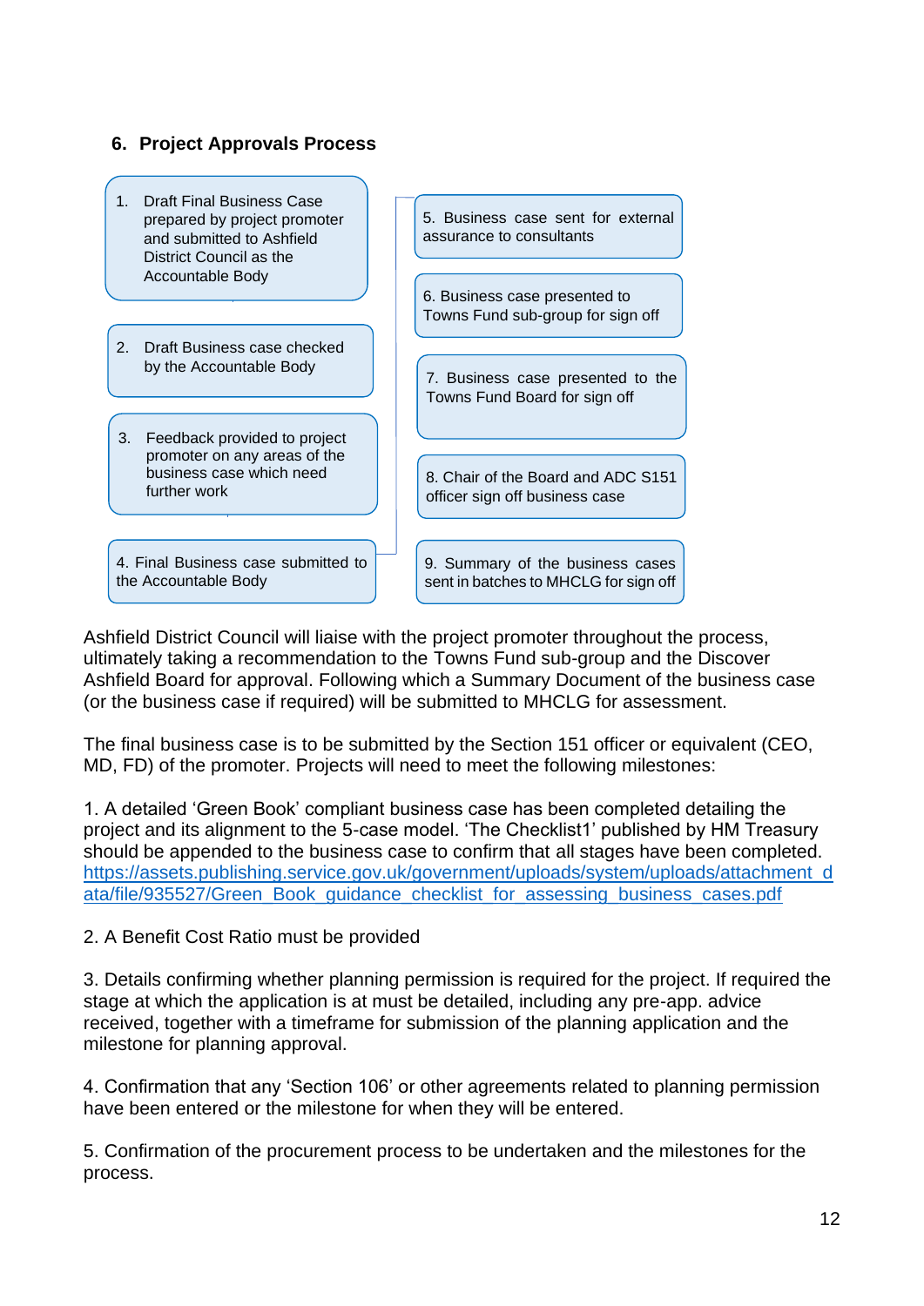## 6. Project Approvals Process

1. Draft Final Business Case prepared by project promoter and submitted to Ashfield District Council as the Accountable Body
2. Draft Business case checked by the Accountable Body
3. Feedback provided to project promoter on any areas of the business case which need further work
4. Final Business case submitted to the Accountable Body
5. Business case sent for external assurance to consultants
6. Business case presented to Towns Fund sub-group for sign off
7. Business case presented to the Towns Fund Board for sign off
8. Chair of the Board and ADC S151 officer sign off business case
9. Summary of the business cases sent in batches to MHCLG for sign off

Ashfield District Council will liaise with the project promoter throughout the process, ultimately taking a recommendation to the Towns Fund sub-group and the Discover Ashfield Board for approval. Following which a Summary Document of the business case (or the business case if required) will be submitted to MHCLG for assessment.

The final business case is to be submitted by the Section 151 officer or equivalent (CEO, MD, FD) of the promoter. Projects will need to meet the following milestones:

1. A detailed 'Green Book' compliant business case has been completed detailing the project and its alignment to the 5-case model. 'The Checklist1' published by HM Treasury should be appended to the business case to confirm that all stages have been completed. https://assets.publishing.service.gov.uk/government/uploads/system/uploads/attachment_data/file/935527/Green_Book_guidance_checklist_for_assessing_business_cases.pdf

2. A Benefit Cost Ratio must be provided

3. Details confirming whether planning permission is required for the project. If required the stage at which the application is at must be detailed, including any pre-app. advice received, together with a timeframe for submission of the planning application and the milestone for planning approval.

4. Confirmation that any 'Section 106' or other agreements related to planning permission have been entered or the milestone for when they will be entered.

5. Confirmation of the procurement process to be undertaken and the milestones for the process.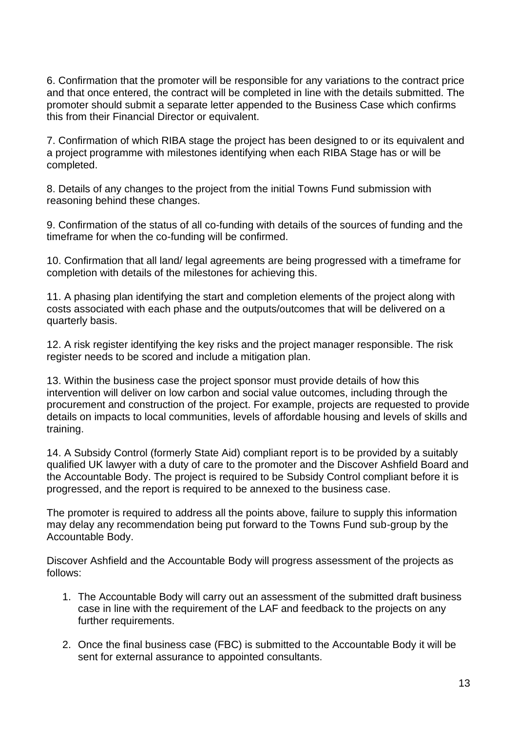6. Confirmation that the promoter will be responsible for any variations to the contract price and that once entered, the contract will be completed in line with the details submitted. The promoter should submit a separate letter appended to the Business Case which confirms this from their Financial Director or equivalent.

7. Confirmation of which RIBA stage the project has been designed to or its equivalent and a project programme with milestones identifying when each RIBA Stage has or will be completed.

8. Details of any changes to the project from the initial Towns Fund submission with reasoning behind these changes.

9. Confirmation of the status of all co-funding with details of the sources of funding and the timeframe for when the co-funding will be confirmed.

10. Confirmation that all land/ legal agreements are being progressed with a timeframe for completion with details of the milestones for achieving this.

11. A phasing plan identifying the start and completion elements of the project along with costs associated with each phase and the outputs/outcomes that will be delivered on a quarterly basis.

12. A risk register identifying the key risks and the project manager responsible. The risk register needs to be scored and include a mitigation plan.

13. Within the business case the project sponsor must provide details of how this intervention will deliver on low carbon and social value outcomes, including through the procurement and construction of the project. For example, projects are requested to provide details on impacts to local communities, levels of affordable housing and levels of skills and training.

14. A Subsidy Control (formerly State Aid) compliant report is to be provided by a suitably qualified UK lawyer with a duty of care to the promoter and the Discover Ashfield Board and the Accountable Body. The project is required to be Subsidy Control compliant before it is progressed, and the report is required to be annexed to the business case.

The promoter is required to address all the points above, failure to supply this information may delay any recommendation being put forward to the Towns Fund sub-group by the Accountable Body.

Discover Ashfield and the Accountable Body will progress assessment of the projects as follows:

1. The Accountable Body will carry out an assessment of the submitted draft business case in line with the requirement of the LAF and feedback to the projects on any further requirements.

2. Once the final business case (FBC) is submitted to the Accountable Body it will be sent for external assurance to appointed consultants.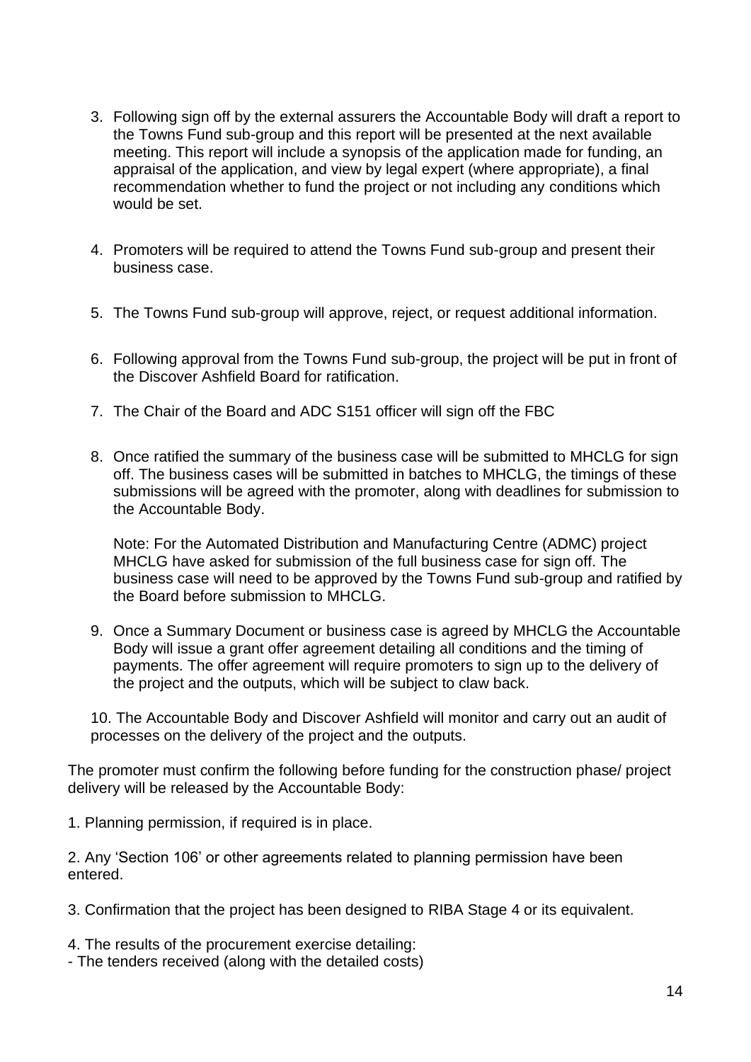3. Following sign off by the external assurers the Accountable Body will draft a report to the Towns Fund sub-group and this report will be presented at the next available meeting. This report will include a synopsis of the application made for funding, an appraisal of the application, and view by legal expert (where appropriate), a final recommendation whether to fund the project or not including any conditions which would be set.

4. Promoters will be required to attend the Towns Fund sub-group and present their business case.

5. The Towns Fund sub-group will approve, reject, or request additional information.

6. Following approval from the Towns Fund sub-group, the project will be put in front of the Discover Ashfield Board for ratification.

7. The Chair of the Board and ADC S151 officer will sign off the FBC

8. Once ratified the summary of the business case will be submitted to MHCLG for sign off. The business cases will be submitted in batches to MHCLG, the timings of these submissions will be agreed with the promoter, along with deadlines for submission to the Accountable Body.

   Note: For the Automated Distribution and Manufacturing Centre (ADMC) project MHCLG have asked for submission of the full business case for sign off. The business case will need to be approved by the Towns Fund sub-group and ratified by the Board before submission to MHCLG.

9. Once a Summary Document or business case is agreed by MHCLG the Accountable Body will issue a grant offer agreement detailing all conditions and the timing of payments. The offer agreement will require promoters to sign up to the delivery of the project and the outputs, which will be subject to claw back.

10. The Accountable Body and Discover Ashfield will monitor and carry out an audit of processes on the delivery of the project and the outputs.

The promoter must confirm the following before funding for the construction phase/ project delivery will be released by the Accountable Body:

1. Planning permission, if required is in place.

2. Any 'Section 106' or other agreements related to planning permission have been entered.

3. Confirmation that the project has been designed to RIBA Stage 4 or its equivalent.

4. The results of the procurement exercise detailing:
- The tenders received (along with the detailed costs)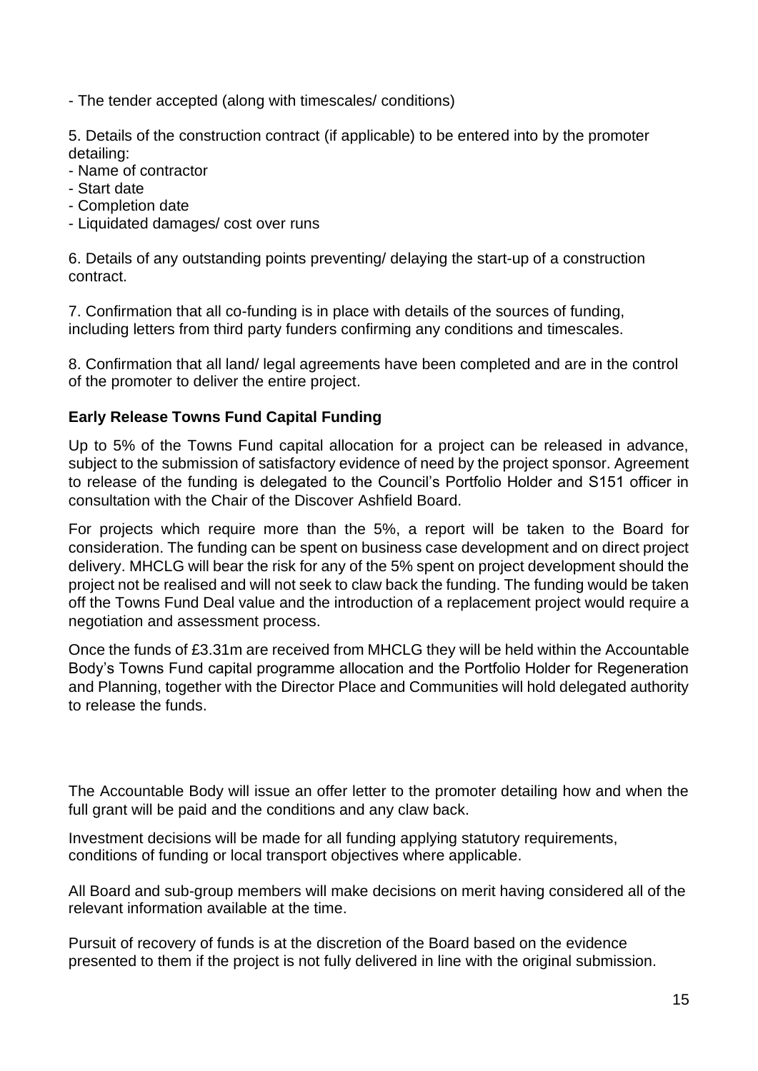- The tender accepted (along with timescales/ conditions)

5. Details of the construction contract (if applicable) to be entered into by the promoter detailing:
- Name of contractor
- Start date
- Completion date
- Liquidated damages/ cost over runs

6. Details of any outstanding points preventing/ delaying the start-up of a construction contract.

7. Confirmation that all co-funding is in place with details of the sources of funding, including letters from third party funders confirming any conditions and timescales.

8. Confirmation that all land/ legal agreements have been completed and are in the control of the promoter to deliver the entire project.

**Early Release Towns Fund Capital Funding**

Up to 5% of the Towns Fund capital allocation for a project can be released in advance, subject to the submission of satisfactory evidence of need by the project sponsor. Agreement to release of the funding is delegated to the Council's Portfolio Holder and S151 officer in consultation with the Chair of the Discover Ashfield Board.

For projects which require more than the 5%, a report will be taken to the Board for consideration. The funding can be spent on business case development and on direct project delivery. MHCLG will bear the risk for any of the 5% spent on project development should the project not be realised and will not seek to claw back the funding. The funding would be taken off the Towns Fund Deal value and the introduction of a replacement project would require a negotiation and assessment process.

Once the funds of £3.31m are received from MHCLG they will be held within the Accountable Body's Towns Fund capital programme allocation and the Portfolio Holder for Regeneration and Planning, together with the Director Place and Communities will hold delegated authority to release the funds.

The Accountable Body will issue an offer letter to the promoter detailing how and when the full grant will be paid and the conditions and any claw back.

Investment decisions will be made for all funding applying statutory requirements, conditions of funding or local transport objectives where applicable.

All Board and sub-group members will make decisions on merit having considered all of the relevant information available at the time.

Pursuit of recovery of funds is at the discretion of the Board based on the evidence presented to them if the project is not fully delivered in line with the original submission.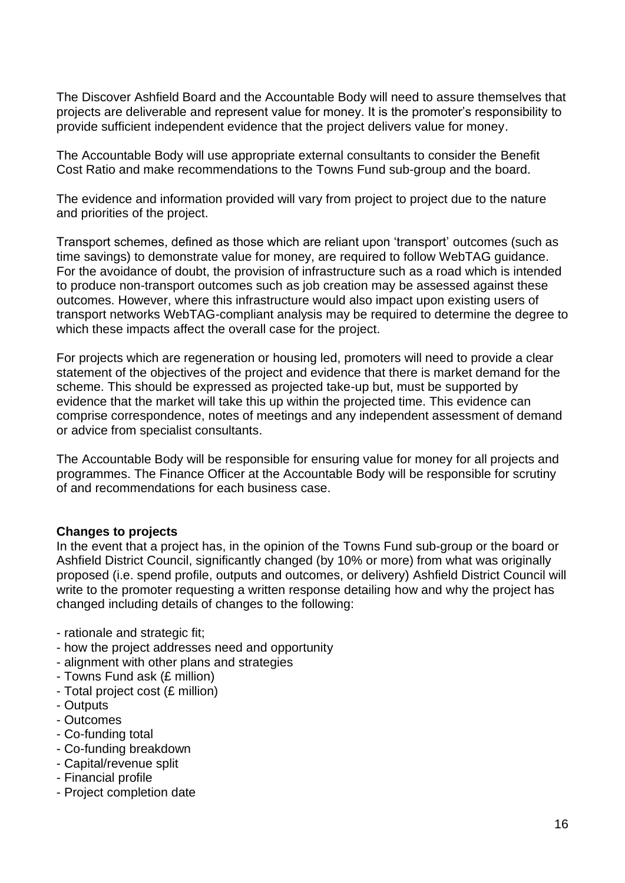The Discover Ashfield Board and the Accountable Body will need to assure themselves that projects are deliverable and represent value for money. It is the promoter's responsibility to provide sufficient independent evidence that the project delivers value for money.

The Accountable Body will use appropriate external consultants to consider the Benefit Cost Ratio and make recommendations to the Towns Fund sub-group and the board.

The evidence and information provided will vary from project to project due to the nature and priorities of the project.

Transport schemes, defined as those which are reliant upon 'transport' outcomes (such as time savings) to demonstrate value for money, are required to follow WebTAG guidance. For the avoidance of doubt, the provision of infrastructure such as a road which is intended to produce non-transport outcomes such as job creation may be assessed against these outcomes. However, where this infrastructure would also impact upon existing users of transport networks WebTAG-compliant analysis may be required to determine the degree to which these impacts affect the overall case for the project.

For projects which are regeneration or housing led, promoters will need to provide a clear statement of the objectives of the project and evidence that there is market demand for the scheme. This should be expressed as projected take-up but, must be supported by evidence that the market will take this up within the projected time. This evidence can comprise correspondence, notes of meetings and any independent assessment of demand or advice from specialist consultants.

The Accountable Body will be responsible for ensuring value for money for all projects and programmes. The Finance Officer at the Accountable Body will be responsible for scrutiny of and recommendations for each business case.

**Changes to projects**

In the event that a project has, in the opinion of the Towns Fund sub-group or the board or Ashfield District Council, significantly changed (by 10% or more) from what was originally proposed (i.e. spend profile, outputs and outcomes, or delivery) Ashfield District Council will write to the promoter requesting a written response detailing how and why the project has changed including details of changes to the following:

- rationale and strategic fit;
- how the project addresses need and opportunity
- alignment with other plans and strategies
- Towns Fund ask (£ million)
- Total project cost (£ million)
- Outputs
- Outcomes
- Co-funding total
- Co-funding breakdown
- Capital/revenue split
- Financial profile
- Project completion date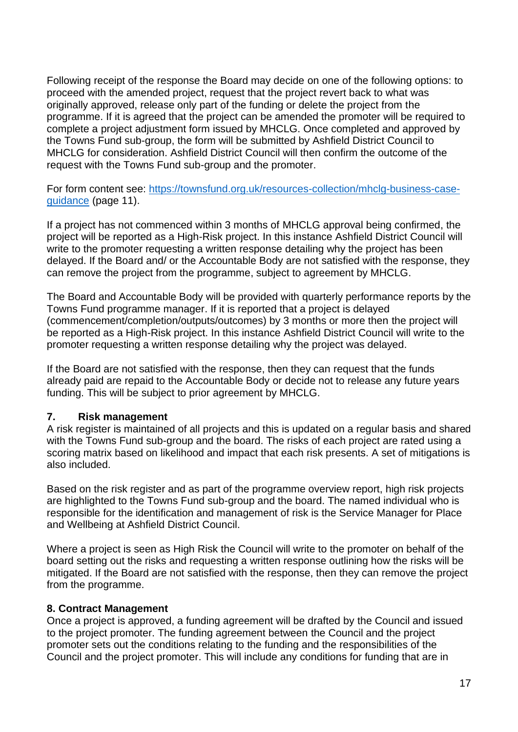Following receipt of the response the Board may decide on one of the following options: to proceed with the amended project, request that the project revert back to what was originally approved, release only part of the funding or delete the project from the programme. If it is agreed that the project can be amended the promoter will be required to complete a project adjustment form issued by MHCLG. Once completed and approved by the Towns Fund sub-group, the form will be submitted by Ashfield District Council to MHCLG for consideration. Ashfield District Council will then confirm the outcome of the request with the Towns Fund sub-group and the promoter.

For form content see: [https://townsfund.org.uk/resources-collection/mhclg-business-case-guidance](https://townsfund.org.uk/resources-collection/mhclg-business-case-guidance) (page 11).

If a project has not commenced within 3 months of MHCLG approval being confirmed, the project will be reported as a High-Risk project. In this instance Ashfield District Council will write to the promoter requesting a written response detailing why the project has been delayed. If the Board and/ or the Accountable Body are not satisfied with the response, they can remove the project from the programme, subject to agreement by MHCLG.

The Board and Accountable Body will be provided with quarterly performance reports by the Towns Fund programme manager. If it is reported that a project is delayed (commencement/completion/outputs/outcomes) by 3 months or more then the project will be reported as a High-Risk project. In this instance Ashfield District Council will write to the promoter requesting a written response detailing why the project was delayed.

If the Board are not satisfied with the response, then they can request that the funds already paid are repaid to the Accountable Body or decide not to release any future years funding. This will be subject to prior agreement by MHCLG.

## 7. Risk management

A risk register is maintained of all projects and this is updated on a regular basis and shared with the Towns Fund sub-group and the board. The risks of each project are rated using a scoring matrix based on likelihood and impact that each risk presents. A set of mitigations is also included.

Based on the risk register and as part of the programme overview report, high risk projects are highlighted to the Towns Fund sub-group and the board. The named individual who is responsible for the identification and management of risk is the Service Manager for Place and Wellbeing at Ashfield District Council.

Where a project is seen as High Risk the Council will write to the promoter on behalf of the board setting out the risks and requesting a written response outlining how the risks will be mitigated. If the Board are not satisfied with the response, then they can remove the project from the programme.

## 8. Contract Management

Once a project is approved, a funding agreement will be drafted by the Council and issued to the project promoter. The funding agreement between the Council and the project promoter sets out the conditions relating to the funding and the responsibilities of the Council and the project promoter. This will include any conditions for funding that are in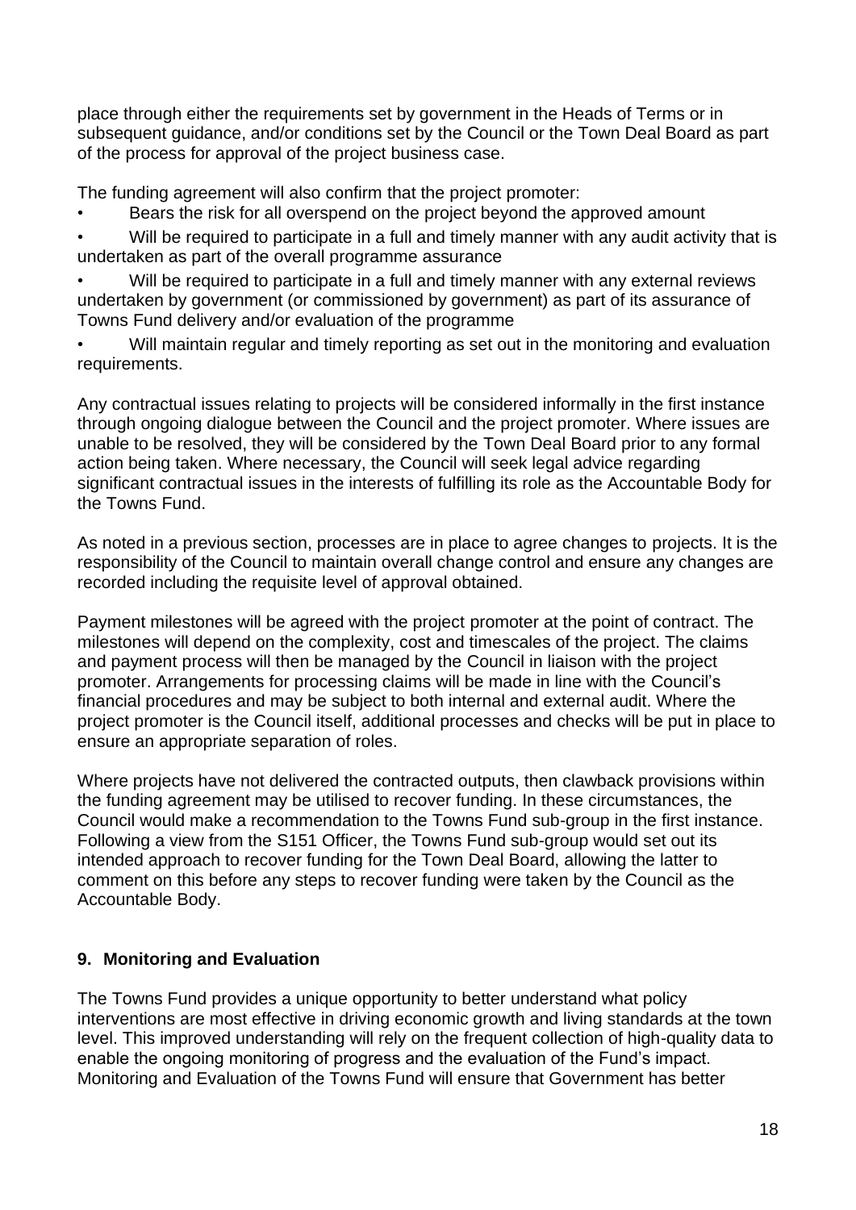place through either the requirements set by government in the Heads of Terms or in subsequent guidance, and/or conditions set by the Council or the Town Deal Board as part of the process for approval of the project business case.

The funding agreement will also confirm that the project promoter:

- Bears the risk for all overspend on the project beyond the approved amount
- Will be required to participate in a full and timely manner with any audit activity that is undertaken as part of the overall programme assurance
- Will be required to participate in a full and timely manner with any external reviews undertaken by government (or commissioned by government) as part of its assurance of Towns Fund delivery and/or evaluation of the programme
- Will maintain regular and timely reporting as set out in the monitoring and evaluation requirements.

Any contractual issues relating to projects will be considered informally in the first instance through ongoing dialogue between the Council and the project promoter. Where issues are unable to be resolved, they will be considered by the Town Deal Board prior to any formal action being taken. Where necessary, the Council will seek legal advice regarding significant contractual issues in the interests of fulfilling its role as the Accountable Body for the Towns Fund.

As noted in a previous section, processes are in place to agree changes to projects. It is the responsibility of the Council to maintain overall change control and ensure any changes are recorded including the requisite level of approval obtained.

Payment milestones will be agreed with the project promoter at the point of contract. The milestones will depend on the complexity, cost and timescales of the project. The claims and payment process will then be managed by the Council in liaison with the project promoter. Arrangements for processing claims will be made in line with the Council's financial procedures and may be subject to both internal and external audit. Where the project promoter is the Council itself, additional processes and checks will be put in place to ensure an appropriate separation of roles.

Where projects have not delivered the contracted outputs, then clawback provisions within the funding agreement may be utilised to recover funding. In these circumstances, the Council would make a recommendation to the Towns Fund sub-group in the first instance. Following a view from the S151 Officer, the Towns Fund sub-group would set out its intended approach to recover funding for the Town Deal Board, allowing the latter to comment on this before any steps to recover funding were taken by the Council as the Accountable Body.

## 9. Monitoring and Evaluation

The Towns Fund provides a unique opportunity to better understand what policy interventions are most effective in driving economic growth and living standards at the town level. This improved understanding will rely on the frequent collection of high-quality data to enable the ongoing monitoring of progress and the evaluation of the Fund's impact. Monitoring and Evaluation of the Towns Fund will ensure that Government has better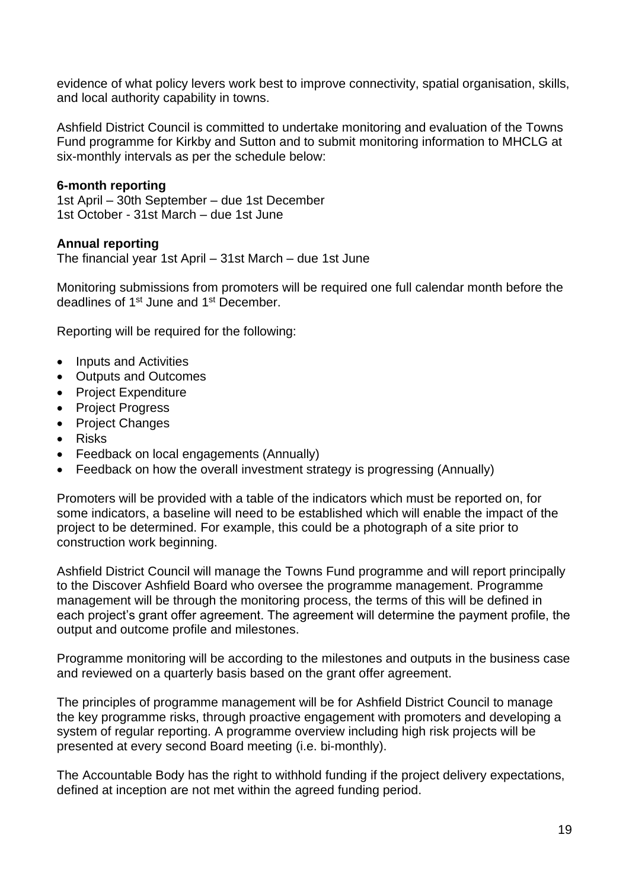evidence of what policy levers work best to improve connectivity, spatial organisation, skills, and local authority capability in towns.

Ashfield District Council is committed to undertake monitoring and evaluation of the Towns Fund programme for Kirkby and Sutton and to submit monitoring information to MHCLG at six-monthly intervals as per the schedule below:

**6-month reporting**
1st April – 30th September – due 1st December
1st October - 31st March – due 1st June

**Annual reporting**
The financial year 1st April – 31st March – due 1st June

Monitoring submissions from promoters will be required one full calendar month before the deadlines of 1st June and 1st December.

Reporting will be required for the following:

- Inputs and Activities
- Outputs and Outcomes
- Project Expenditure
- Project Progress
- Project Changes
- Risks
- Feedback on local engagements (Annually)
- Feedback on how the overall investment strategy is progressing (Annually)

Promoters will be provided with a table of the indicators which must be reported on, for some indicators, a baseline will need to be established which will enable the impact of the project to be determined. For example, this could be a photograph of a site prior to construction work beginning.

Ashfield District Council will manage the Towns Fund programme and will report principally to the Discover Ashfield Board who oversee the programme management. Programme management will be through the monitoring process, the terms of this will be defined in each project's grant offer agreement. The agreement will determine the payment profile, the output and outcome profile and milestones.

Programme monitoring will be according to the milestones and outputs in the business case and reviewed on a quarterly basis based on the grant offer agreement.

The principles of programme management will be for Ashfield District Council to manage the key programme risks, through proactive engagement with promoters and developing a system of regular reporting. A programme overview including high risk projects will be presented at every second Board meeting (i.e. bi-monthly).

The Accountable Body has the right to withhold funding if the project delivery expectations, defined at inception are not met within the agreed funding period.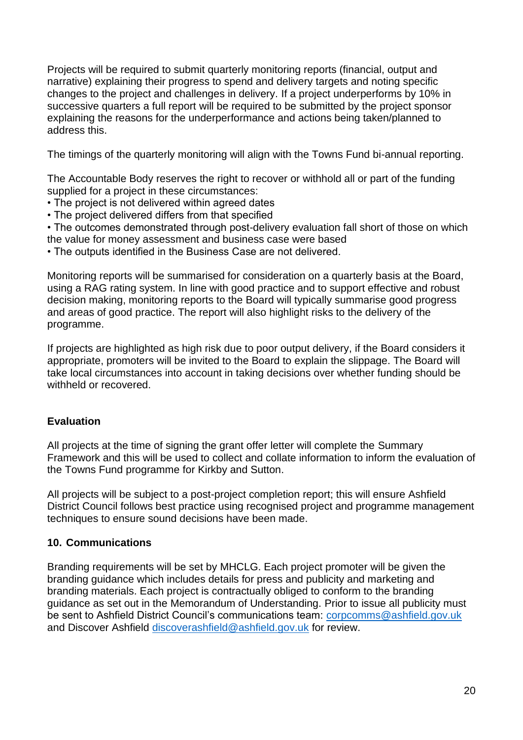Projects will be required to submit quarterly monitoring reports (financial, output and narrative) explaining their progress to spend and delivery targets and noting specific changes to the project and challenges in delivery. If a project underperforms by 10% in successive quarters a full report will be required to be submitted by the project sponsor explaining the reasons for the underperformance and actions being taken/planned to address this.

The timings of the quarterly monitoring will align with the Towns Fund bi-annual reporting.

The Accountable Body reserves the right to recover or withhold all or part of the funding supplied for a project in these circumstances:

- The project is not delivered within agreed dates
- The project delivered differs from that specified
- The outcomes demonstrated through post-delivery evaluation fall short of those on which the value for money assessment and business case were based
- The outputs identified in the Business Case are not delivered.

Monitoring reports will be summarised for consideration on a quarterly basis at the Board, using a RAG rating system. In line with good practice and to support effective and robust decision making, monitoring reports to the Board will typically summarise good progress and areas of good practice. The report will also highlight risks to the delivery of the programme.

If projects are highlighted as high risk due to poor output delivery, if the Board considers it appropriate, promoters will be invited to the Board to explain the slippage. The Board will take local circumstances into account in taking decisions over whether funding should be withheld or recovered.

**Evaluation**

All projects at the time of signing the grant offer letter will complete the Summary Framework and this will be used to collect and collate information to inform the evaluation of the Towns Fund programme for Kirkby and Sutton.

All projects will be subject to a post-project completion report; this will ensure Ashfield District Council follows best practice using recognised project and programme management techniques to ensure sound decisions have been made.

## 10. Communications

Branding requirements will be set by MHCLG. Each project promoter will be given the branding guidance which includes details for press and publicity and marketing and branding materials. Each project is contractually obliged to conform to the branding guidance as set out in the Memorandum of Understanding. Prior to issue all publicity must be sent to Ashfield District Council's communications team: corpcomms@ashfield.gov.uk and Discover Ashfield discoverashfield@ashfield.gov.uk for review.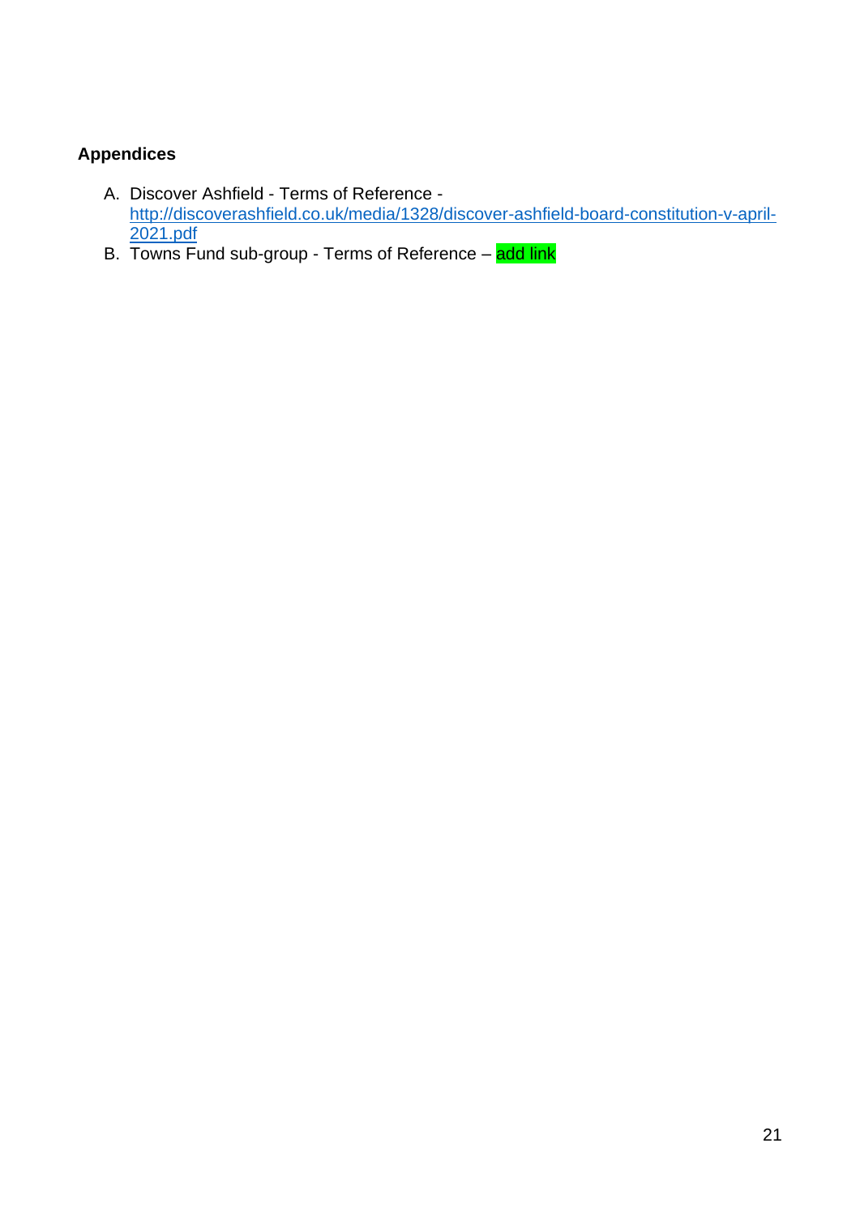**Appendices**

A. Discover Ashfield - Terms of Reference - http://discoverashfield.co.uk/media/1328/discover-ashfield-board-constitution-v-april-2021.pdf
B. Towns Fund sub-group - Terms of Reference – add link